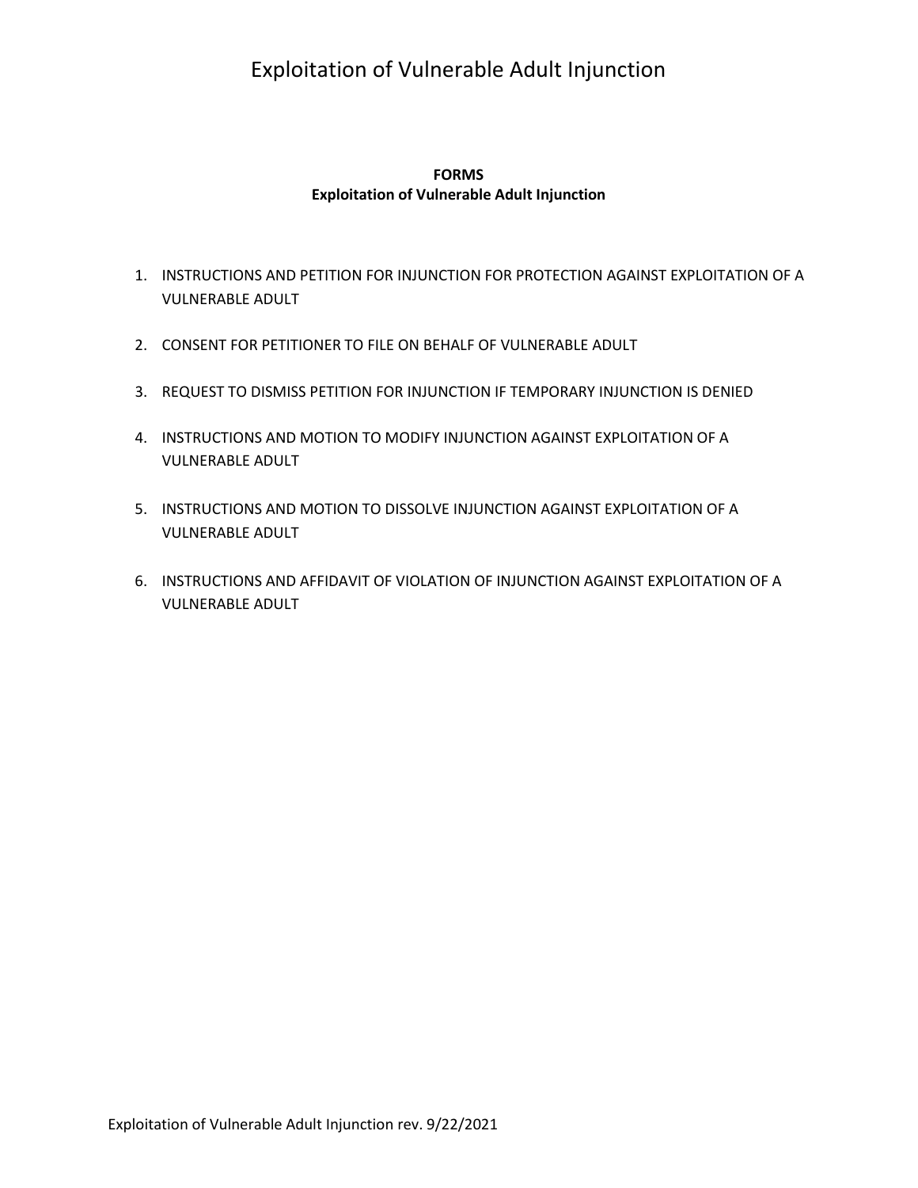**FORMS**
**Exploitation of Vulnerable Adult Injunction**

1. INSTRUCTIONS AND PETITION FOR INJUNCTION FOR PROTECTION AGAINST EXPLOITATION OF A VULNERABLE ADULT

2. CONSENT FOR PETITIONER TO FILE ON BEHALF OF VULNERABLE ADULT

3. REQUEST TO DISMISS PETITION FOR INJUNCTION IF TEMPORARY INJUNCTION IS DENIED

4. INSTRUCTIONS AND MOTION TO MODIFY INJUNCTION AGAINST EXPLOITATION OF A VULNERABLE ADULT

5. INSTRUCTIONS AND MOTION TO DISSOLVE INJUNCTION AGAINST EXPLOITATION OF A VULNERABLE ADULT

6. INSTRUCTIONS AND AFFIDAVIT OF VIOLATION OF INJUNCTION AGAINST EXPLOITATION OF A VULNERABLE ADULT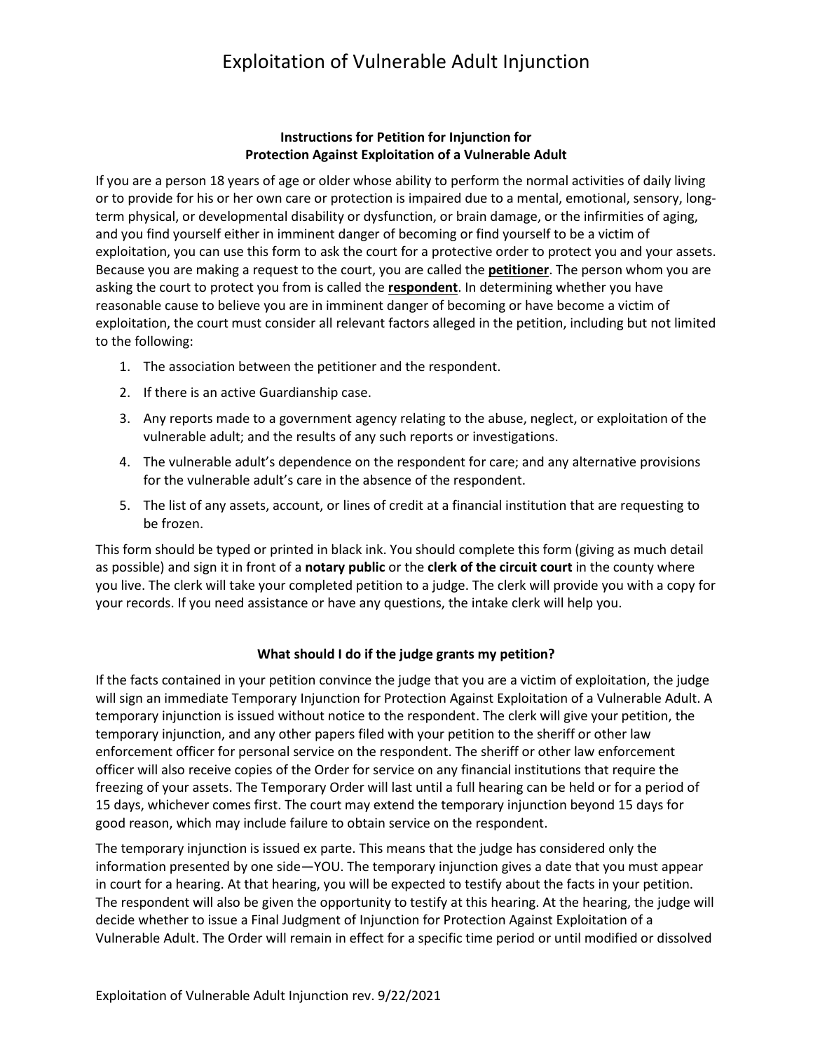# Exploitation of Vulnerable Adult Injunction

### Instructions for Petition for Injunction for Protection Against Exploitation of a Vulnerable Adult

If you are a person 18 years of age or older whose ability to perform the normal activities of daily living or to provide for his or her own care or protection is impaired due to a mental, emotional, sensory, long-term physical, or developmental disability or dysfunction, or brain damage, or the infirmities of aging, and you find yourself either in imminent danger of becoming or find yourself to be a victim of exploitation, you can use this form to ask the court for a protective order to protect you and your assets. Because you are making a request to the court, you are called the **petitioner**. The person whom you are asking the court to protect you from is called the **respondent**. In determining whether you have reasonable cause to believe you are in imminent danger of becoming or have become a victim of exploitation, the court must consider all relevant factors alleged in the petition, including but not limited to the following:

1. The association between the petitioner and the respondent.
2. If there is an active Guardianship case.
3. Any reports made to a government agency relating to the abuse, neglect, or exploitation of the vulnerable adult; and the results of any such reports or investigations.
4. The vulnerable adult's dependence on the respondent for care; and any alternative provisions for the vulnerable adult's care in the absence of the respondent.
5. The list of any assets, account, or lines of credit at a financial institution that are requesting to be frozen.

This form should be typed or printed in black ink. You should complete this form (giving as much detail as possible) and sign it in front of a **notary public** or the **clerk of the circuit court** in the county where you live. The clerk will take your completed petition to a judge. The clerk will provide you with a copy for your records. If you need assistance or have any questions, the intake clerk will help you.

### What should I do if the judge grants my petition?

If the facts contained in your petition convince the judge that you are a victim of exploitation, the judge will sign an immediate Temporary Injunction for Protection Against Exploitation of a Vulnerable Adult. A temporary injunction is issued without notice to the respondent. The clerk will give your petition, the temporary injunction, and any other papers filed with your petition to the sheriff or other law enforcement officer for personal service on the respondent. The sheriff or other law enforcement officer will also receive copies of the Order for service on any financial institutions that require the freezing of your assets. The Temporary Order will last until a full hearing can be held or for a period of 15 days, whichever comes first. The court may extend the temporary injunction beyond 15 days for good reason, which may include failure to obtain service on the respondent.

The temporary injunction is issued ex parte. This means that the judge has considered only the information presented by one side—YOU. The temporary injunction gives a date that you must appear in court for a hearing. At that hearing, you will be expected to testify about the facts in your petition. The respondent will also be given the opportunity to testify at this hearing. At the hearing, the judge will decide whether to issue a Final Judgment of Injunction for Protection Against Exploitation of a Vulnerable Adult. The Order will remain in effect for a specific time period or until modified or dissolved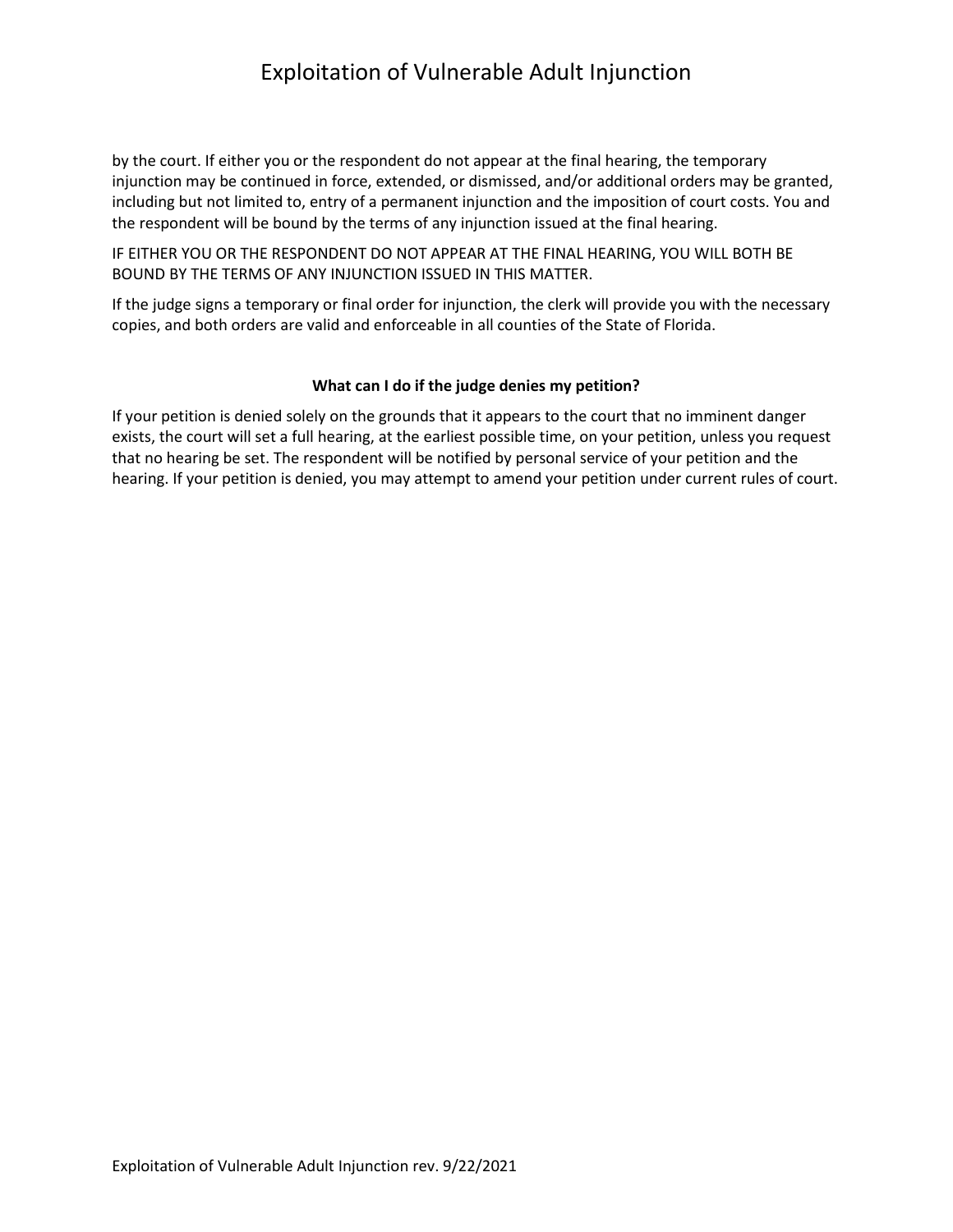by the court. If either you or the respondent do not appear at the final hearing, the temporary injunction may be continued in force, extended, or dismissed, and/or additional orders may be granted, including but not limited to, entry of a permanent injunction and the imposition of court costs. You and the respondent will be bound by the terms of any injunction issued at the final hearing.

IF EITHER YOU OR THE RESPONDENT DO NOT APPEAR AT THE FINAL HEARING, YOU WILL BOTH BE BOUND BY THE TERMS OF ANY INJUNCTION ISSUED IN THIS MATTER.

If the judge signs a temporary or final order for injunction, the clerk will provide you with the necessary copies, and both orders are valid and enforceable in all counties of the State of Florida.

**What can I do if the judge denies my petition?**

If your petition is denied solely on the grounds that it appears to the court that no imminent danger exists, the court will set a full hearing, at the earliest possible time, on your petition, unless you request that no hearing be set. The respondent will be notified by personal service of your petition and the hearing. If your petition is denied, you may attempt to amend your petition under current rules of court.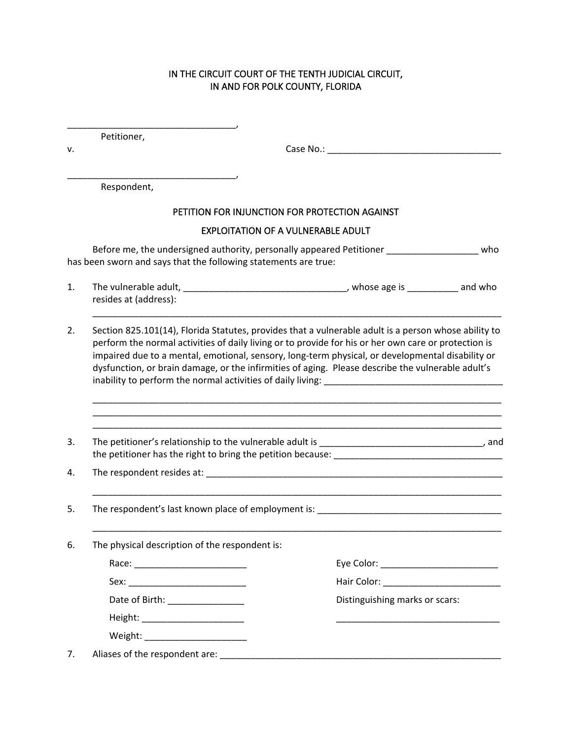IN THE CIRCUIT COURT OF THE TENTH JUDICIAL CIRCUIT,
IN AND FOR POLK COUNTY, FLORIDA

__________________________________,
Petitioner,

v. Case No.: ___________________________________

__________________________________,
Respondent,

## PETITION FOR INJUNCTION FOR PROTECTION AGAINST EXPLOITATION OF A VULNERABLE ADULT

Before me, the undersigned authority, personally appeared Petitioner __________________ who has been sworn and says that the following statements are true:

1. The vulnerable adult, ________________________________, whose age is __________ and who resides at (address):
_________________________________________________________________________________

2. Section 825.101(14), Florida Statutes, provides that a vulnerable adult is a person whose ability to perform the normal activities of daily living or to provide for his or her own care or protection is impaired due to a mental, emotional, sensory, long-term physical, or developmental disability or dysfunction, or brain damage, or the infirmities of aging. Please describe the vulnerable adult's inability to perform the normal activities of daily living: ___________________________________
_________________________________________________________________________________
_________________________________________________________________________________
_________________________________________________________________________________

3. The petitioner's relationship to the vulnerable adult is ________________________________, and the petitioner has the right to bring the petition because: __________________________________

4. The respondent resides at: _____________________________________________________________
_________________________________________________________________________________

5. The respondent's last known place of employment is: _____________________________________
_________________________________________________________________________________

6. The physical description of the respondent is:

   Race: ______________________
   
   Sex: _______________________
   
   Date of Birth: _______________
   
   Height: ____________________
   
   Weight: ____________________
   
   Eye Color: _______________________
   
   Hair Color: _______________________
   
   Distinguishing marks or scars:
   
   _________________________________

7. Aliases of the respondent are: ___________________________________________________________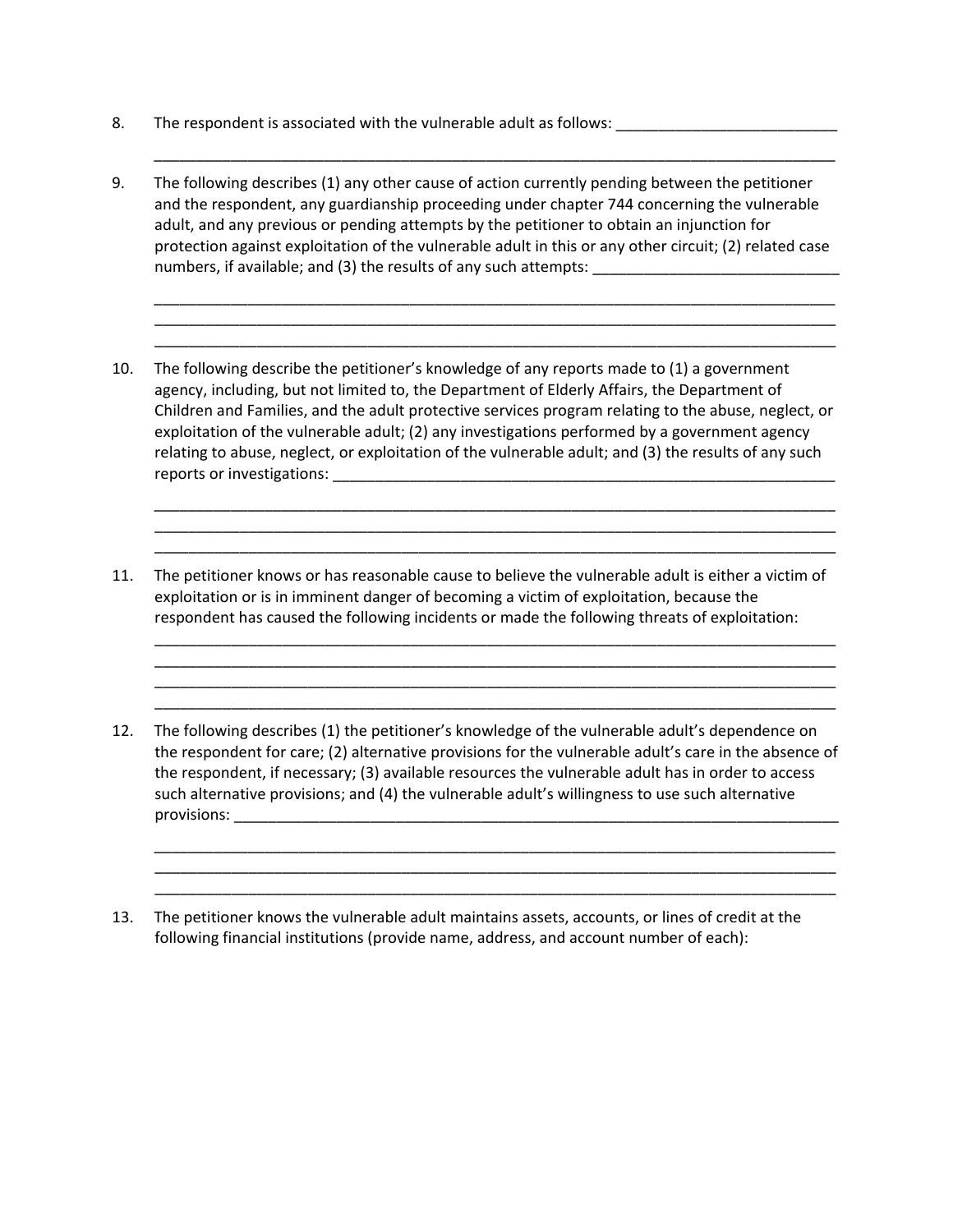8. The respondent is associated with the vulnerable adult as follows: ___________________________

_____________________________________________________________________________________

9. The following describes (1) any other cause of action currently pending between the petitioner and the respondent, any guardianship proceeding under chapter 744 concerning the vulnerable adult, and any previous or pending attempts by the petitioner to obtain an injunction for protection against exploitation of the vulnerable adult in this or any other circuit; (2) related case numbers, if available; and (3) the results of any such attempts: ______________________________

_____________________________________________________________________________________
_____________________________________________________________________________________
_____________________________________________________________________________________

10. The following describe the petitioner's knowledge of any reports made to (1) a government agency, including, but not limited to, the Department of Elderly Affairs, the Department of Children and Families, and the adult protective services program relating to the abuse, neglect, or exploitation of the vulnerable adult; (2) any investigations performed by a government agency relating to abuse, neglect, or exploitation of the vulnerable adult; and (3) the results of any such reports or investigations: _______________________________________________________________

_____________________________________________________________________________________
_____________________________________________________________________________________
_____________________________________________________________________________________

11. The petitioner knows or has reasonable cause to believe the vulnerable adult is either a victim of exploitation or is in imminent danger of becoming a victim of exploitation, because the respondent has caused the following incidents or made the following threats of exploitation:

_____________________________________________________________________________________
_____________________________________________________________________________________
_____________________________________________________________________________________
_____________________________________________________________________________________

12. The following describes (1) the petitioner's knowledge of the vulnerable adult's dependence on the respondent for care; (2) alternative provisions for the vulnerable adult's care in the absence of the respondent, if necessary; (3) available resources the vulnerable adult has in order to access such alternative provisions; and (4) the vulnerable adult's willingness to use such alternative provisions: ___________________________________________________________________________

_____________________________________________________________________________________
_____________________________________________________________________________________
_____________________________________________________________________________________

13. The petitioner knows the vulnerable adult maintains assets, accounts, or lines of credit at the following financial institutions (provide name, address, and account number of each):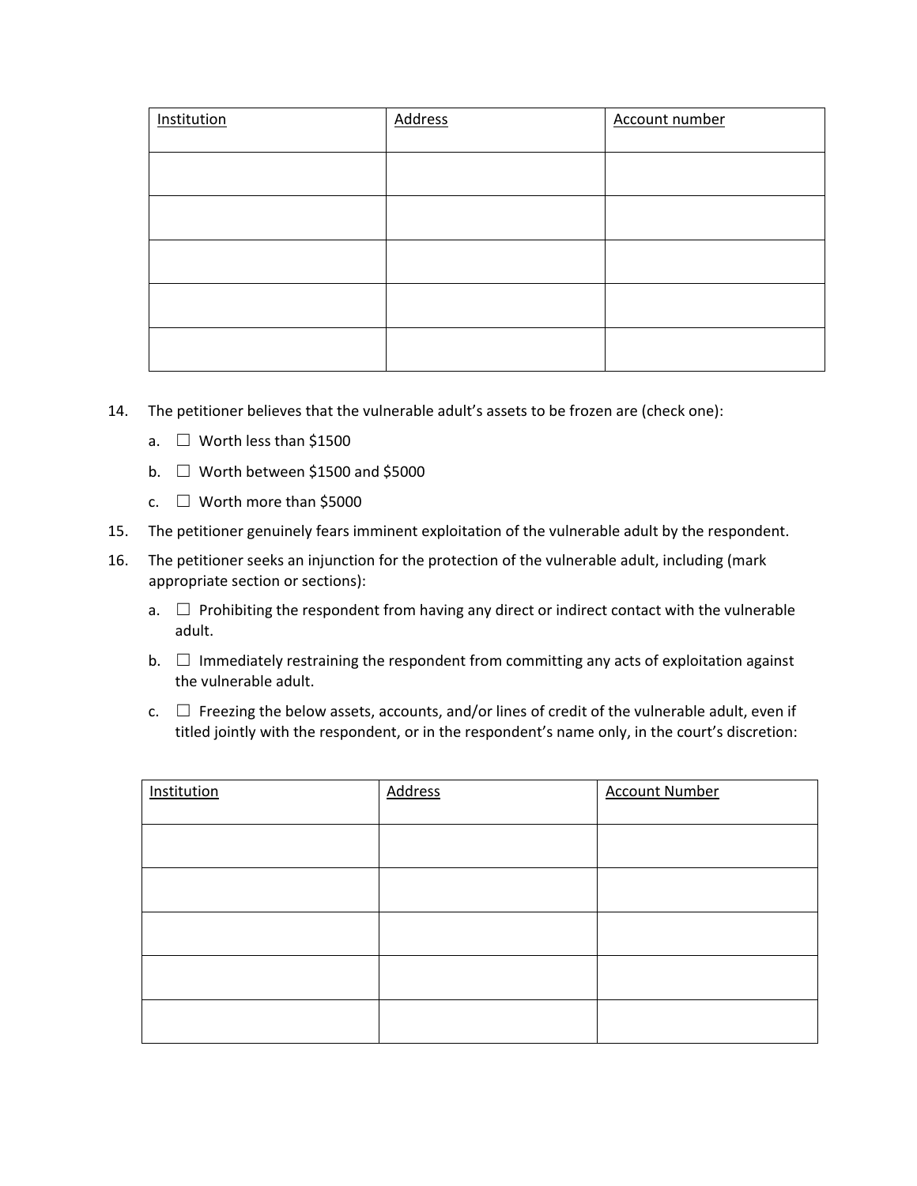| Institution | Address | Account number |
|---|---|---|
| | | |
| | | |
| | | |
| | | |
| | | |

14. The petitioner believes that the vulnerable adult's assets to be frozen are (check one):

    a. ☐ Worth less than $1500

    b. ☐ Worth between $1500 and $5000

    c. ☐ Worth more than $5000

15. The petitioner genuinely fears imminent exploitation of the vulnerable adult by the respondent.

16. The petitioner seeks an injunction for the protection of the vulnerable adult, including (mark appropriate section or sections):

    a. ☐ Prohibiting the respondent from having any direct or indirect contact with the vulnerable adult.

    b. ☐ Immediately restraining the respondent from committing any acts of exploitation against the vulnerable adult.

    c. ☐ Freezing the below assets, accounts, and/or lines of credit of the vulnerable adult, even if titled jointly with the respondent, or in the respondent's name only, in the court's discretion:

| Institution | Address | Account Number |
|---|---|---|
| | | |
| | | |
| | | |
| | | |
| | | |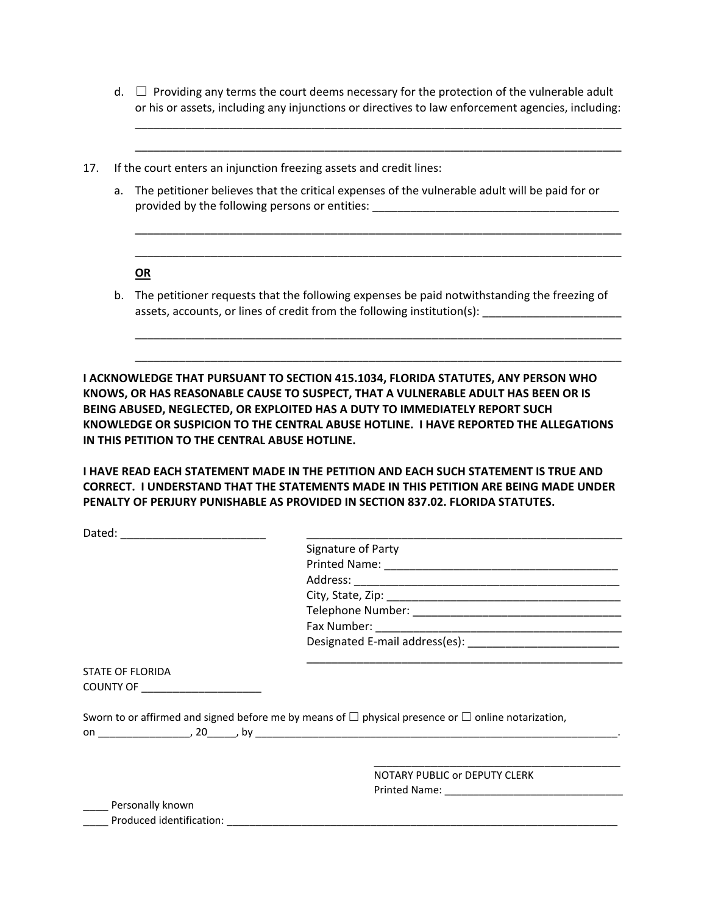d. ☐ Providing any terms the court deems necessary for the protection of the vulnerable adult or his or assets, including any injunctions or directives to law enforcement agencies, including: ______________________________________________________________________________

______________________________________________________________________________

17. If the court enters an injunction freezing assets and credit lines:

    a. The petitioner believes that the critical expenses of the vulnerable adult will be paid for or provided by the following persons or entities: ________________________________________

    ______________________________________________________________________________

    ______________________________________________________________________________

    **OR**

    b. The petitioner requests that the following expenses be paid notwithstanding the freezing of assets, accounts, or lines of credit from the following institution(s): ______________________

    ______________________________________________________________________________

    ______________________________________________________________________________

**I ACKNOWLEDGE THAT PURSUANT TO SECTION 415.1034, FLORIDA STATUTES, ANY PERSON WHO KNOWS, OR HAS REASONABLE CAUSE TO SUSPECT, THAT A VULNERABLE ADULT HAS BEEN OR IS BEING ABUSED, NEGLECTED, OR EXPLOITED HAS A DUTY TO IMMEDIATELY REPORT SUCH KNOWLEDGE OR SUSPICION TO THE CENTRAL ABUSE HOTLINE. I HAVE REPORTED THE ALLEGATIONS IN THIS PETITION TO THE CENTRAL ABUSE HOTLINE.**

**I HAVE READ EACH STATEMENT MADE IN THE PETITION AND EACH SUCH STATEMENT IS TRUE AND CORRECT. I UNDERSTAND THAT THE STATEMENTS MADE IN THIS PETITION ARE BEING MADE UNDER PENALTY OF PERJURY PUNISHABLE AS PROVIDED IN SECTION 837.02. FLORIDA STATUTES.**

Dated: ________________________

_____________________________________________________
Signature of Party
Printed Name: ______________________________________
Address: __________________________________________
City, State, Zip: _____________________________________
Telephone Number: __________________________________
Fax Number: _______________________________________
Designated E-mail address(es): ________________________
_____________________________________________________

STATE OF FLORIDA
COUNTY OF ____________________

Sworn to or affirmed and signed before me by means of ☐ physical presence or ☐ online notarization, on ________________, 20_____, by _________________________________________________________________.

_____________________________________________
NOTARY PUBLIC or DEPUTY CLERK
Printed Name: _______________________________

_____ Personally known
_____ Produced identification: _______________________________________________________________________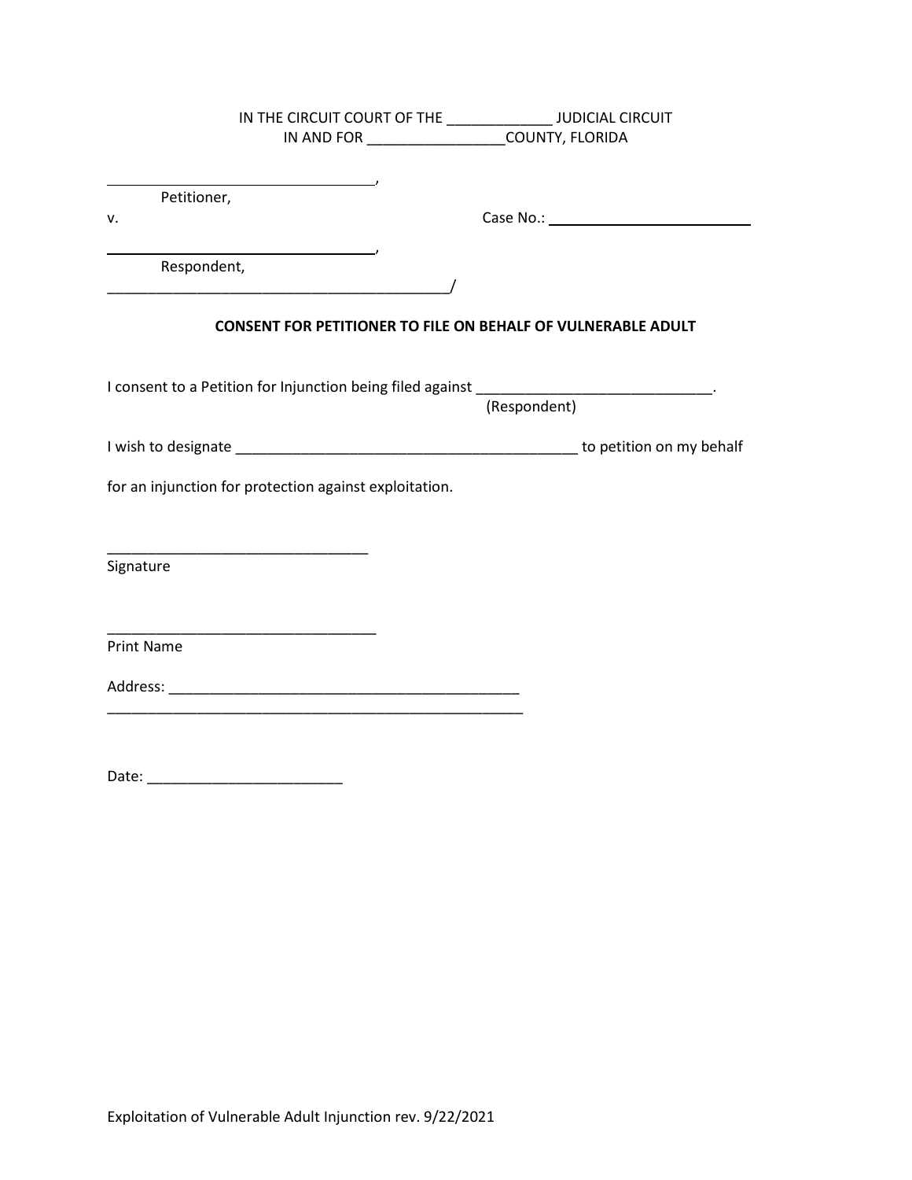IN THE CIRCUIT COURT OF THE _____________ JUDICIAL CIRCUIT
IN AND FOR _________________COUNTY, FLORIDA

__________________________________,
Petitioner,

v.                                                                                  Case No.: __________________________

__________________________________,
Respondent,
__________________________________________/

**CONSENT FOR PETITIONER TO FILE ON BEHALF OF VULNERABLE ADULT**

I consent to a Petition for Injunction being filed against _____________________________.
(Respondent)

I wish to designate __________________________________________ to petition on my behalf for an injunction for protection against exploitation.

_________________________________
Signature

_________________________________
Print Name

Address: ____________________________________________
_____________________________________________________

Date: ________________________

Exploitation of Vulnerable Adult Injunction rev. 9/22/2021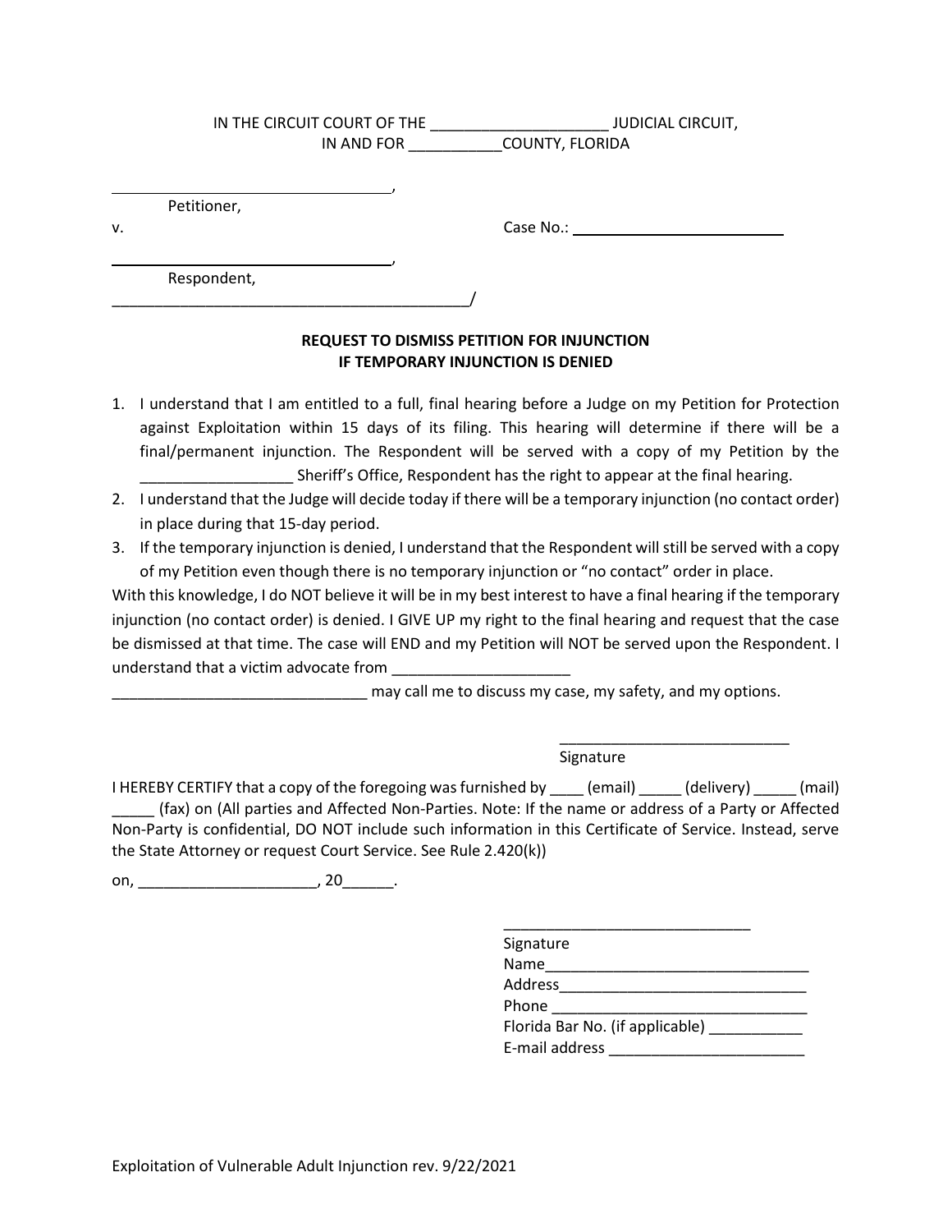IN THE CIRCUIT COURT OF THE ____________________ JUDICIAL CIRCUIT,
IN AND FOR __________COUNTY, FLORIDA

_________________________________,
Petitioner,

v. Case No.: ________________________

_________________________________,
Respondent,
________________________________________/

**REQUEST TO DISMISS PETITION FOR INJUNCTION IF TEMPORARY INJUNCTION IS DENIED**

1. I understand that I am entitled to a full, final hearing before a Judge on my Petition for Protection against Exploitation within 15 days of its filing. This hearing will determine if there will be a final/permanent injunction. The Respondent will be served with a copy of my Petition by the _________________ Sheriff's Office, Respondent has the right to appear at the final hearing.
2. I understand that the Judge will decide today if there will be a temporary injunction (no contact order) in place during that 15-day period.
3. If the temporary injunction is denied, I understand that the Respondent will still be served with a copy of my Petition even though there is no temporary injunction or "no contact" order in place.

With this knowledge, I do NOT believe it will be in my best interest to have a final hearing if the temporary injunction (no contact order) is denied. I GIVE UP my right to the final hearing and request that the case be dismissed at that time. The case will END and my Petition will NOT be served upon the Respondent. I understand that a victim advocate from ____________________
______________________________ may call me to discuss my case, my safety, and my options.

___________________________
Signature

I HEREBY CERTIFY that a copy of the foregoing was furnished by ____ (email) _____ (delivery) _____ (mail) _____ (fax) on (All parties and Affected Non-Parties. Note: If the name or address of a Party or Affected Non-Party is confidential, DO NOT include such information in this Certificate of Service. Instead, serve the State Attorney or request Court Service. See Rule 2.420(k))

on, ____________________, 20______.

_____________________________
Signature
Name_______________________________
Address_____________________________
Phone ______________________________
Florida Bar No. (if applicable) ___________
E-mail address _______________________

Exploitation of Vulnerable Adult Injunction rev. 9/22/2021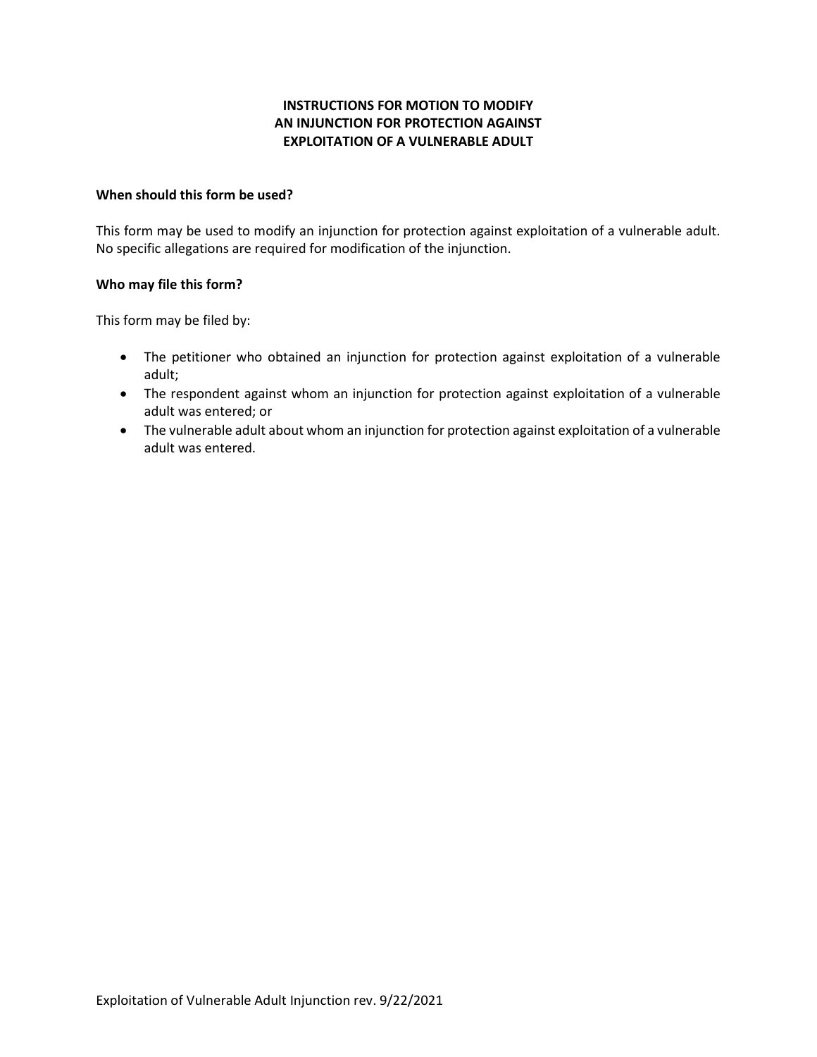# INSTRUCTIONS FOR MOTION TO MODIFY AN INJUNCTION FOR PROTECTION AGAINST EXPLOITATION OF A VULNERABLE ADULT

**When should this form be used?**

This form may be used to modify an injunction for protection against exploitation of a vulnerable adult. No specific allegations are required for modification of the injunction.

**Who may file this form?**

This form may be filed by:

- The petitioner who obtained an injunction for protection against exploitation of a vulnerable adult;
- The respondent against whom an injunction for protection against exploitation of a vulnerable adult was entered; or
- The vulnerable adult about whom an injunction for protection against exploitation of a vulnerable adult was entered.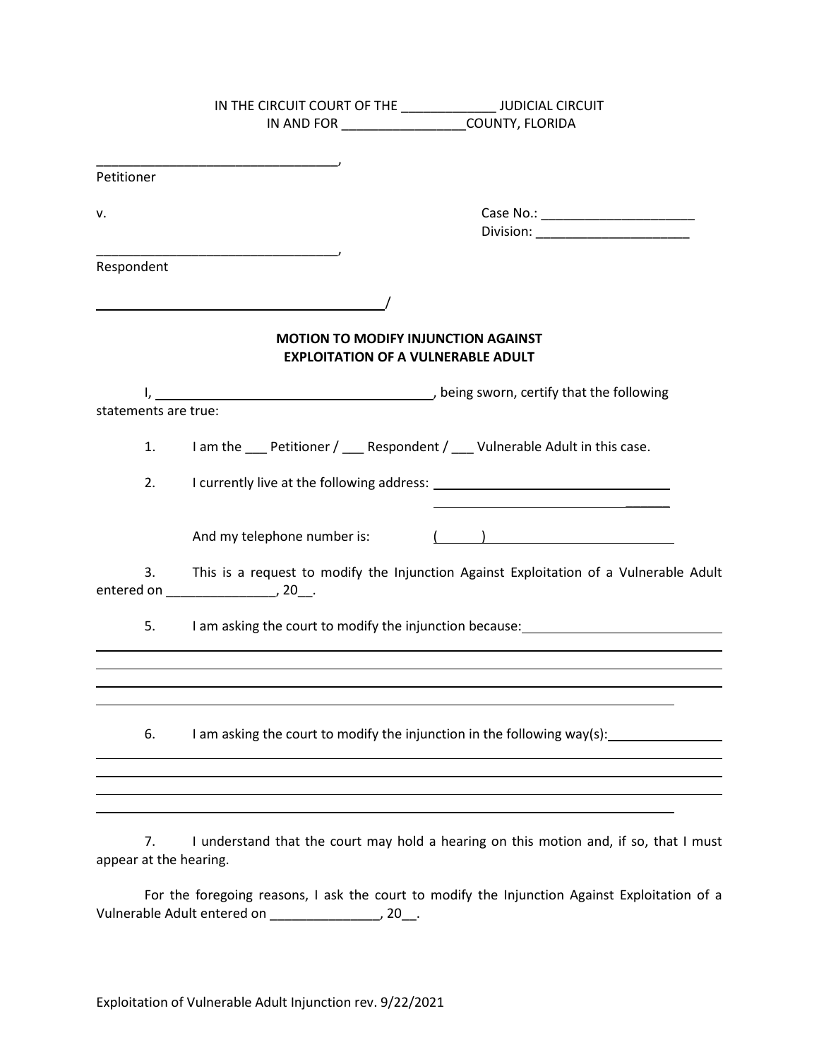IN THE CIRCUIT COURT OF THE _____________ JUDICIAL CIRCUIT
IN AND FOR _________________COUNTY, FLORIDA

_________________________________,
Petitioner

v.

Case No.: _____________________
Division: _____________________

_________________________________,
Respondent

________________________________________/

## MOTION TO MODIFY INJUNCTION AGAINST EXPLOITATION OF A VULNERABLE ADULT

I, ______________________________________, being sworn, certify that the following statements are true:

1. I am the ___ Petitioner / ___ Respondent / ___ Vulnerable Adult in this case.

2. I currently live at the following address: ________________________________
________________________________

   And my telephone number is: (      ) ________________________

3. This is a request to modify the Injunction Against Exploitation of a Vulnerable Adult entered on _______________, 20__.

5. I am asking the court to modify the injunction because: ___________________________
_____________________________________________________________________________
_____________________________________________________________________________
_____________________________________________________________________________
_____________________________________________________________________________

6. I am asking the court to modify the injunction in the following way(s): _______________
_____________________________________________________________________________
_____________________________________________________________________________
_____________________________________________________________________________
_____________________________________________________________________________

7. I understand that the court may hold a hearing on this motion and, if so, that I must appear at the hearing.

For the foregoing reasons, I ask the court to modify the Injunction Against Exploitation of a Vulnerable Adult entered on _______________, 20__.

Exploitation of Vulnerable Adult Injunction rev. 9/22/2021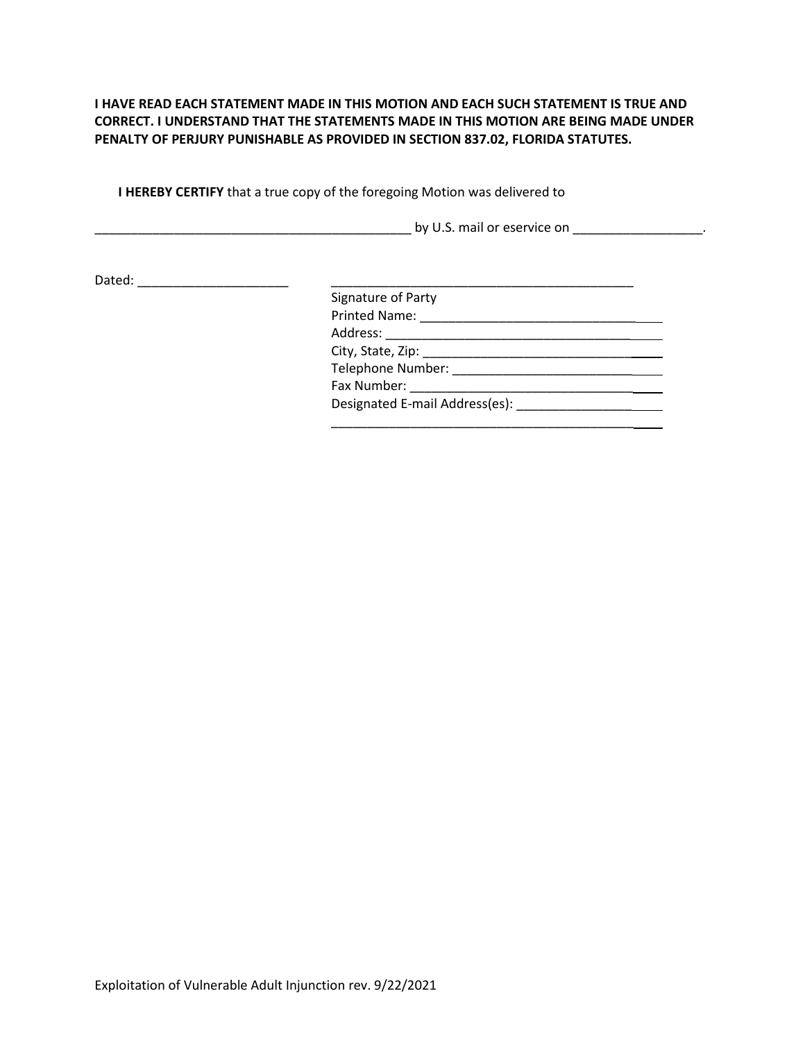**I HAVE READ EACH STATEMENT MADE IN THIS MOTION AND EACH SUCH STATEMENT IS TRUE AND CORRECT. I UNDERSTAND THAT THE STATEMENTS MADE IN THIS MOTION ARE BEING MADE UNDER PENALTY OF PERJURY PUNISHABLE AS PROVIDED IN SECTION 837.02, FLORIDA STATUTES.**

**I HEREBY CERTIFY** that a true copy of the foregoing Motion was delivered to

_____________________________________________ by U.S. mail or eservice on __________________.

Dated: _____________________

_____________________________________________
Signature of Party
Printed Name: _________________________________
Address: _____________________________________
City, State, Zip: _______________________________
Telephone Number: _____________________________
Fax Number: __________________________________
Designated E-mail Address(es): ___________________
_____________________________________________

Exploitation of Vulnerable Adult Injunction rev. 9/22/2021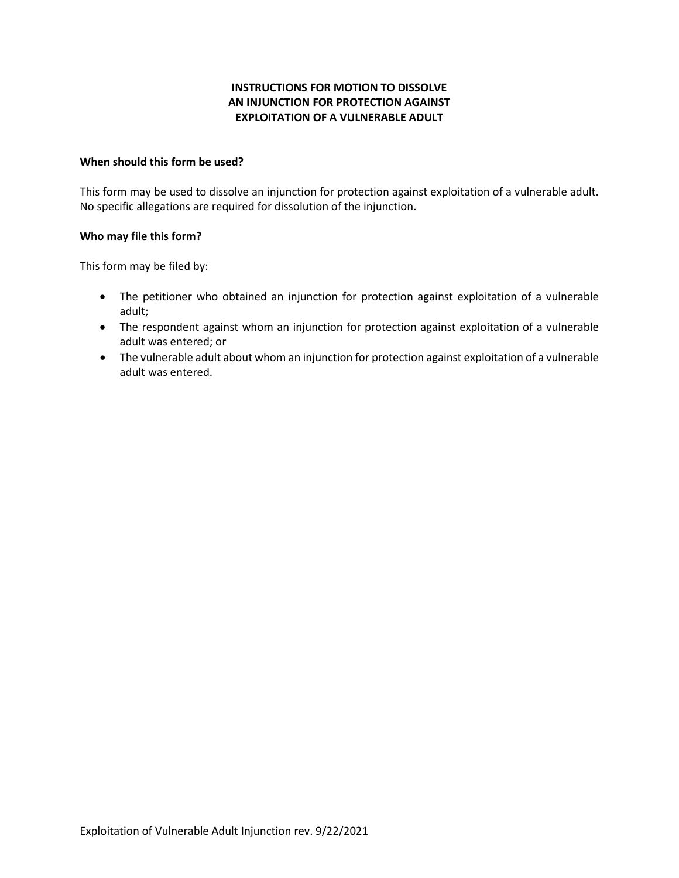# INSTRUCTIONS FOR MOTION TO DISSOLVE AN INJUNCTION FOR PROTECTION AGAINST EXPLOITATION OF A VULNERABLE ADULT

**When should this form be used?**

This form may be used to dissolve an injunction for protection against exploitation of a vulnerable adult. No specific allegations are required for dissolution of the injunction.

**Who may file this form?**

This form may be filed by:

- The petitioner who obtained an injunction for protection against exploitation of a vulnerable adult;
- The respondent against whom an injunction for protection against exploitation of a vulnerable adult was entered; or
- The vulnerable adult about whom an injunction for protection against exploitation of a vulnerable adult was entered.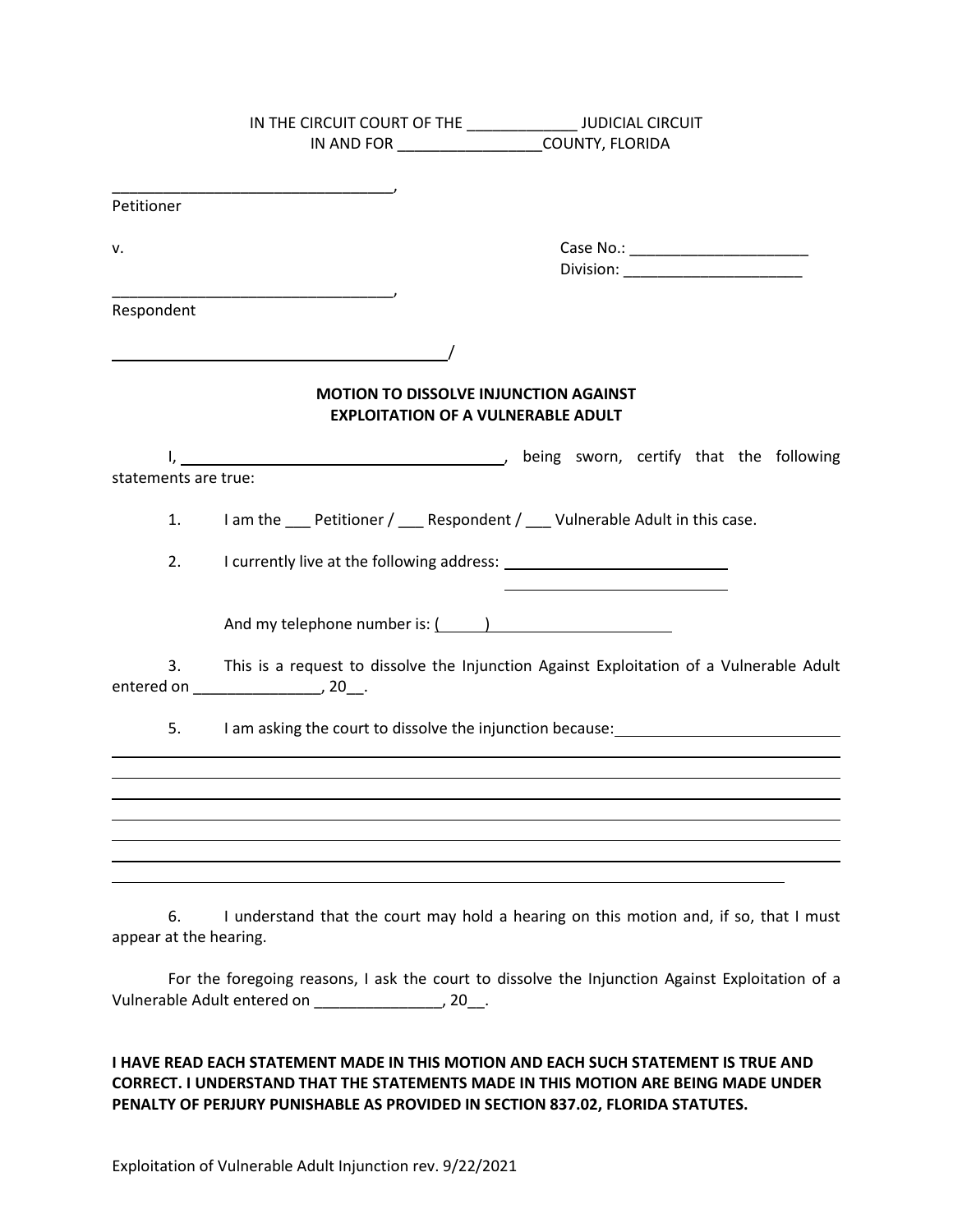IN THE CIRCUIT COURT OF THE _____________ JUDICIAL CIRCUIT
IN AND FOR _________________COUNTY, FLORIDA

_________________________________,
Petitioner

v.

Case No.: _____________________
Division: _____________________

_________________________________,
Respondent

_________________________________/

**MOTION TO DISSOLVE INJUNCTION AGAINST EXPLOITATION OF A VULNERABLE ADULT**

I, ________________________________________, being sworn, certify that the following statements are true:

1. I am the ___ Petitioner / ___ Respondent / ___ Vulnerable Adult in this case.

2. I currently live at the following address: ____________________________
____________________________

And my telephone number is: (_____) _____________________

3. This is a request to dissolve the Injunction Against Exploitation of a Vulnerable Adult entered on _______________, 20__.

5. I am asking the court to dissolve the injunction because: ____________________________
______________________________________________________________________________
______________________________________________________________________________
______________________________________________________________________________
______________________________________________________________________________
______________________________________________________________________________
______________________________________________________________________________
______________________________________________________________________________

6. I understand that the court may hold a hearing on this motion and, if so, that I must appear at the hearing.

For the foregoing reasons, I ask the court to dissolve the Injunction Against Exploitation of a Vulnerable Adult entered on _______________, 20__.

**I HAVE READ EACH STATEMENT MADE IN THIS MOTION AND EACH SUCH STATEMENT IS TRUE AND CORRECT. I UNDERSTAND THAT THE STATEMENTS MADE IN THIS MOTION ARE BEING MADE UNDER PENALTY OF PERJURY PUNISHABLE AS PROVIDED IN SECTION 837.02, FLORIDA STATUTES.**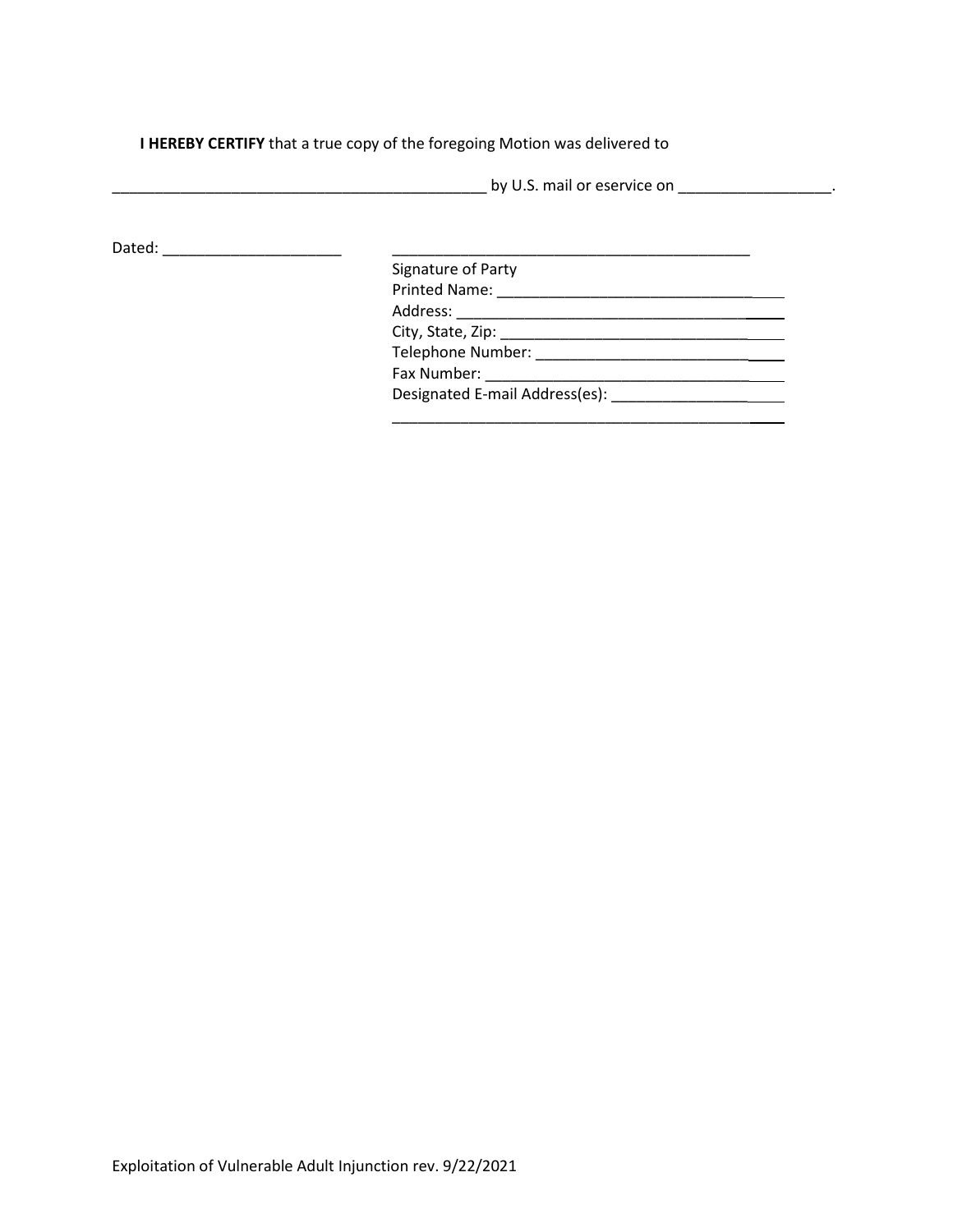**I HEREBY CERTIFY** that a true copy of the foregoing Motion was delivered to

_____________________________________________ by U.S. mail or eservice on __________________.

Dated: _____________________

_____________________________________________
Signature of Party
Printed Name: ___________________________________
Address: _______________________________________
City, State, Zip: _________________________________
Telephone Number: _______________________________
Fax Number: ____________________________________
Designated E-mail Address(es): _____________________
_____________________________________________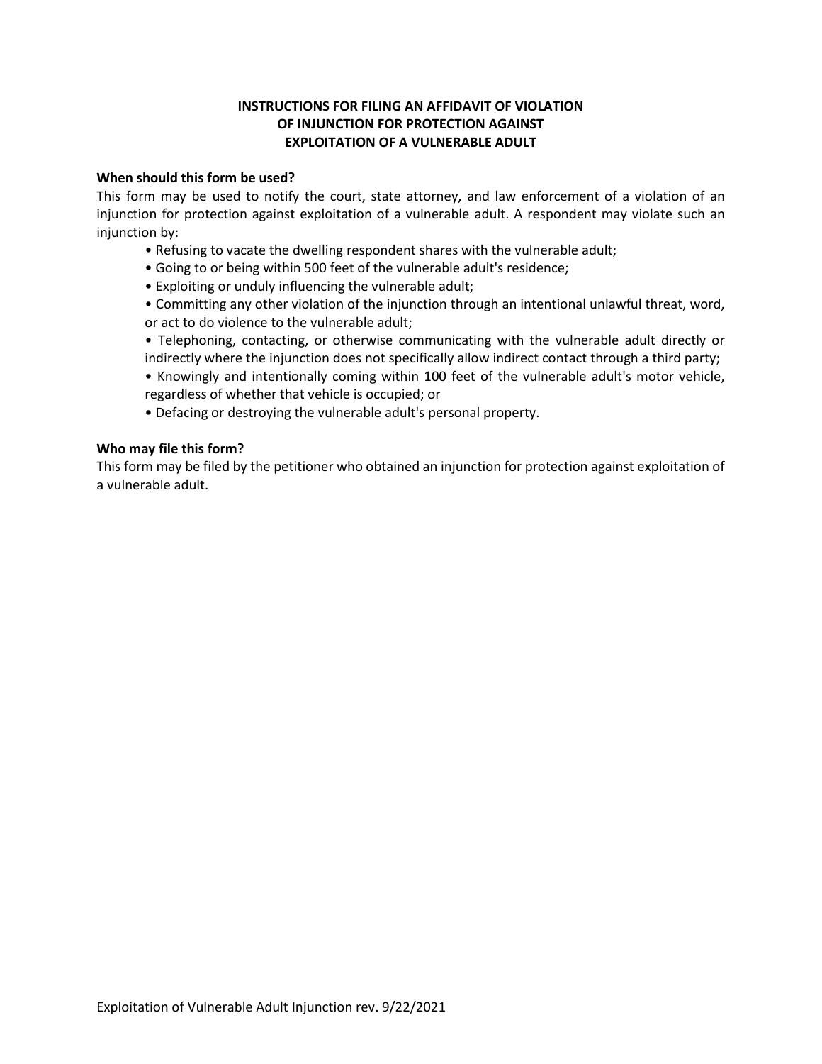# INSTRUCTIONS FOR FILING AN AFFIDAVIT OF VIOLATION OF INJUNCTION FOR PROTECTION AGAINST EXPLOITATION OF A VULNERABLE ADULT

**When should this form be used?**

This form may be used to notify the court, state attorney, and law enforcement of a violation of an injunction for protection against exploitation of a vulnerable adult. A respondent may violate such an injunction by:

- Refusing to vacate the dwelling respondent shares with the vulnerable adult;
- Going to or being within 500 feet of the vulnerable adult's residence;
- Exploiting or unduly influencing the vulnerable adult;
- Committing any other violation of the injunction through an intentional unlawful threat, word, or act to do violence to the vulnerable adult;
- Telephoning, contacting, or otherwise communicating with the vulnerable adult directly or indirectly where the injunction does not specifically allow indirect contact through a third party;
- Knowingly and intentionally coming within 100 feet of the vulnerable adult's motor vehicle, regardless of whether that vehicle is occupied; or
- Defacing or destroying the vulnerable adult's personal property.

**Who may file this form?**

This form may be filed by the petitioner who obtained an injunction for protection against exploitation of a vulnerable adult.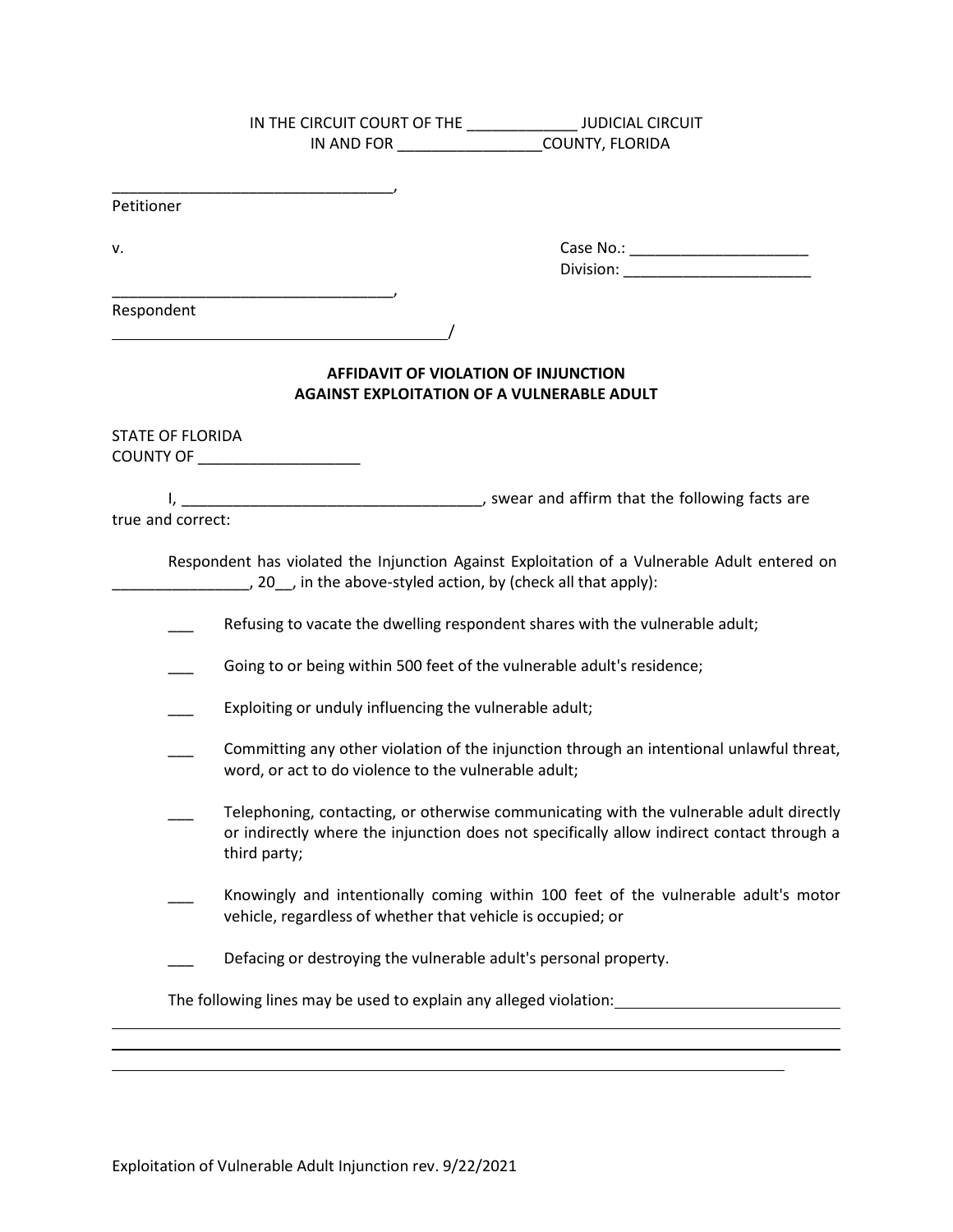IN THE CIRCUIT COURT OF THE _____________ JUDICIAL CIRCUIT
IN AND FOR _________________COUNTY, FLORIDA

_________________________________,
Petitioner

v.

Case No.: _____________________
Division: ______________________

_________________________________,
Respondent
________________________________________/

**AFFIDAVIT OF VIOLATION OF INJUNCTION**
**AGAINST EXPLOITATION OF A VULNERABLE ADULT**

STATE OF FLORIDA
COUNTY OF ___________________

I, ___________________________________, swear and affirm that the following facts are true and correct:

Respondent has violated the Injunction Against Exploitation of a Vulnerable Adult entered on ________________, 20__, in the above-styled action, by (check all that apply):

___ Refusing to vacate the dwelling respondent shares with the vulnerable adult;

___ Going to or being within 500 feet of the vulnerable adult's residence;

___ Exploiting or unduly influencing the vulnerable adult;

___ Committing any other violation of the injunction through an intentional unlawful threat, word, or act to do violence to the vulnerable adult;

___ Telephoning, contacting, or otherwise communicating with the vulnerable adult directly or indirectly where the injunction does not specifically allow indirect contact through a third party;

___ Knowingly and intentionally coming within 100 feet of the vulnerable adult's motor vehicle, regardless of whether that vehicle is occupied; or

___ Defacing or destroying the vulnerable adult's personal property.

The following lines may be used to explain any alleged violation: ___________________________

_____________________________________________________________________________________
_____________________________________________________________________________________
_____________________________________________________________________________

Exploitation of Vulnerable Adult Injunction rev. 9/22/2021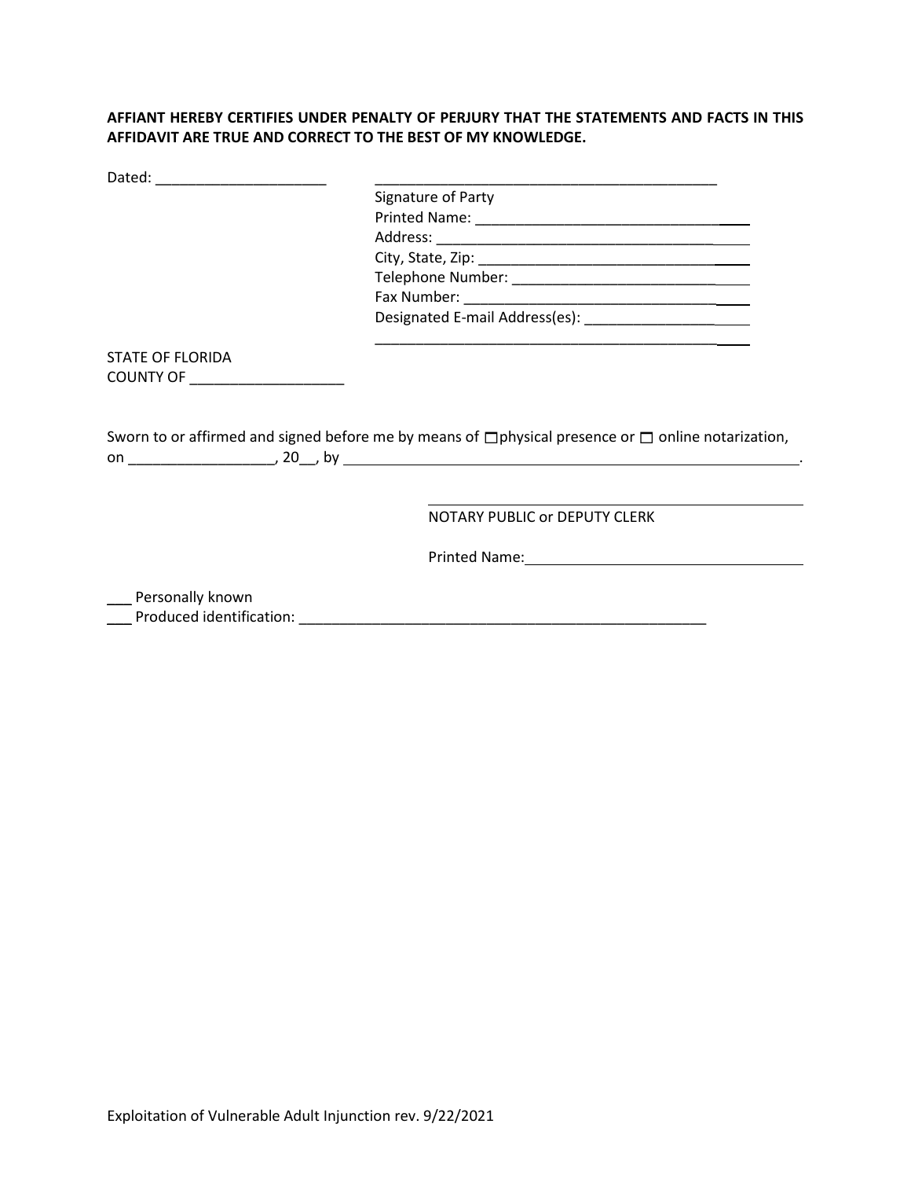**AFFIANT HEREBY CERTIFIES UNDER PENALTY OF PERJURY THAT THE STATEMENTS AND FACTS IN THIS AFFIDAVIT ARE TRUE AND CORRECT TO THE BEST OF MY KNOWLEDGE.**

Dated: _____________________

_____________________________________________
Signature of Party
Printed Name: _________________________________
Address: _____________________________________
City, State, Zip: _______________________________
Telephone Number: _____________________________
Fax Number: __________________________________
Designated E-mail Address(es): __________________
_____________________________________________

STATE OF FLORIDA
COUNTY OF ___________________

Sworn to or affirmed and signed before me by means of ☐ physical presence or ☐ online notarization, on __________________, 20__, by _____________________________________________________________.

_____________________________________________
NOTARY PUBLIC or DEPUTY CLERK

Printed Name: ___________________________________

___ Personally known
___ Produced identification: _____________________________________________________

Exploitation of Vulnerable Adult Injunction rev. 9/22/2021